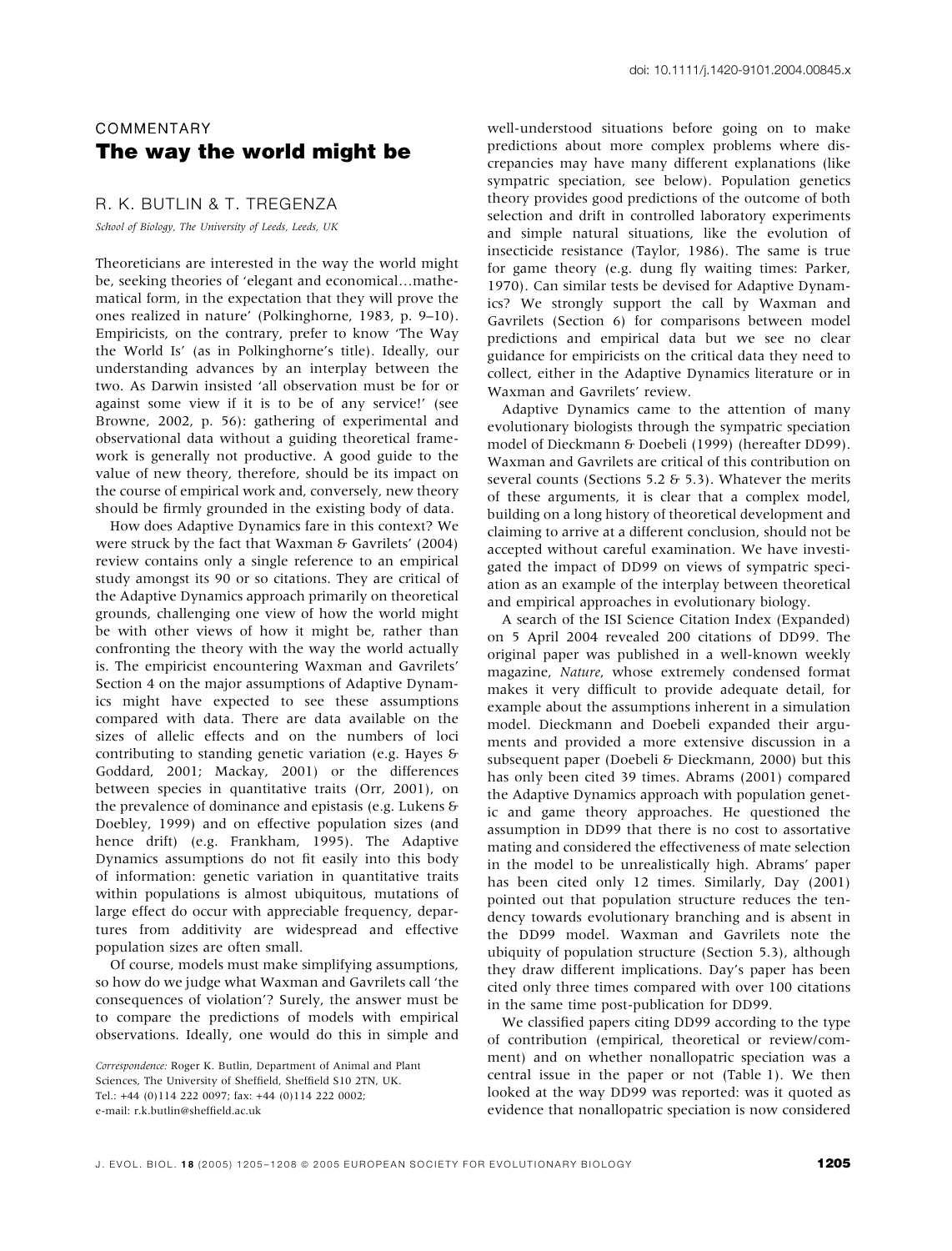doi: 10.1111/j.1420-9101.2004.00845.x

COMMENTARY

# The way the world might be

R. K. BUTLIN & T. TREGENZA

*School of Biology, The University of Leeds, Leeds, UK*

Theoreticians are interested in the way the world might be, seeking theories of 'elegant and economical…mathematical form, in the expectation that they will prove the ones realized in nature' (Polkinghorne, 1983, p. 9–10). Empiricists, on the contrary, prefer to know 'The Way the World Is' (as in Polkinghorne's title). Ideally, our understanding advances by an interplay between the two. As Darwin insisted 'all observation must be for or against some view if it is to be of any service!' (see Browne, 2002, p. 56): gathering of experimental and observational data without a guiding theoretical framework is generally not productive. A good guide to the value of new theory, therefore, should be its impact on the course of empirical work and, conversely, new theory should be firmly grounded in the existing body of data.

How does Adaptive Dynamics fare in this context? We were struck by the fact that Waxman & Gavrilets' (2004) review contains only a single reference to an empirical study amongst its 90 or so citations. They are critical of the Adaptive Dynamics approach primarily on theoretical grounds, challenging one view of how the world might be with other views of how it might be, rather than confronting the theory with the way the world actually is. The empiricist encountering Waxman and Gavrilets' Section 4 on the major assumptions of Adaptive Dynamics might have expected to see these assumptions compared with data. There are data available on the sizes of allelic effects and on the numbers of loci contributing to standing genetic variation (e.g. Hayes & Goddard, 2001; Mackay, 2001) or the differences between species in quantitative traits (Orr, 2001), on the prevalence of dominance and epistasis (e.g. Lukens & Doebley, 1999) and on effective population sizes (and hence drift) (e.g. Frankham, 1995). The Adaptive Dynamics assumptions do not fit easily into this body of information: genetic variation in quantitative traits within populations is almost ubiquitous, mutations of large effect do occur with appreciable frequency, departures from additivity are widespread and effective population sizes are often small.

Of course, models must make simplifying assumptions, so how do we judge what Waxman and Gavrilets call 'the consequences of violation'? Surely, the answer must be to compare the predictions of models with empirical observations. Ideally, one would do this in simple and well-understood situations before going on to make predictions about more complex problems where discrepancies may have many different explanations (like sympatric speciation, see below). Population genetics theory provides good predictions of the outcome of both selection and drift in controlled laboratory experiments and simple natural situations, like the evolution of insecticide resistance (Taylor, 1986). The same is true for game theory (e.g. dung fly waiting times: Parker, 1970). Can similar tests be devised for Adaptive Dynamics? We strongly support the call by Waxman and Gavrilets (Section 6) for comparisons between model predictions and empirical data but we see no clear guidance for empiricists on the critical data they need to collect, either in the Adaptive Dynamics literature or in Waxman and Gavrilets' review.

Adaptive Dynamics came to the attention of many evolutionary biologists through the sympatric speciation model of Dieckmann & Doebeli (1999) (hereafter DD99). Waxman and Gavrilets are critical of this contribution on several counts (Sections 5.2 & 5.3). Whatever the merits of these arguments, it is clear that a complex model, building on a long history of theoretical development and claiming to arrive at a different conclusion, should not be accepted without careful examination. We have investigated the impact of DD99 on views of sympatric speciation as an example of the interplay between theoretical and empirical approaches in evolutionary biology.

A search of the ISI Science Citation Index (Expanded) on 5 April 2004 revealed 200 citations of DD99. The original paper was published in a well-known weekly magazine, *Nature*, whose extremely condensed format makes it very difficult to provide adequate detail, for example about the assumptions inherent in a simulation model. Dieckmann and Doebeli expanded their arguments and provided a more extensive discussion in a subsequent paper (Doebeli & Dieckmann, 2000) but this has only been cited 39 times. Abrams (2001) compared the Adaptive Dynamics approach with population genetic and game theory approaches. He questioned the assumption in DD99 that there is no cost to assortative mating and considered the effectiveness of mate selection in the model to be unrealistically high. Abrams' paper has been cited only 12 times. Similarly, Day (2001) pointed out that population structure reduces the tendency towards evolutionary branching and is absent in the DD99 model. Waxman and Gavrilets note the ubiquity of population structure (Section 5.3), although they draw different implications. Day's paper has been cited only three times compared with over 100 citations in the same time post-publication for DD99.

We classified papers citing DD99 according to the type of contribution (empirical, theoretical or review/comment) and on whether nonallopatric speciation was a central issue in the paper or not (Table 1). We then looked at the way DD99 was reported: was it quoted as evidence that nonallopatric speciation is now considered

*Correspondence:* Roger K. Butlin, Department of Animal and Plant Sciences, The University of Sheffield, Sheffield S10 2TN, UK.
Tel.: +44 (0)114 222 0097; fax: +44 (0)114 222 0002;
e-mail: r.k.butlin@sheffield.ac.uk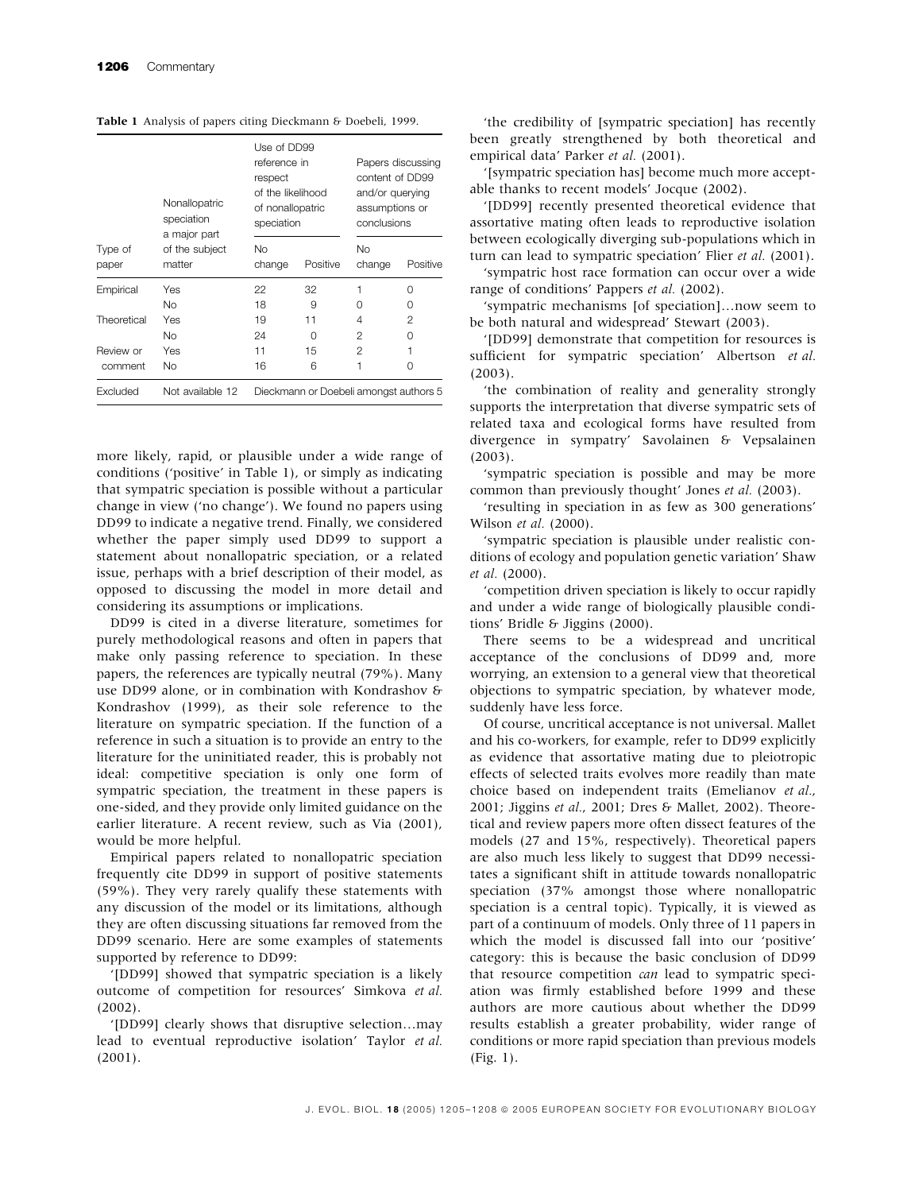**Table 1** Analysis of papers citing Dieckmann & Doebeli, 1999.

| Type of paper | Nonallopatric speciation a major part of the subject matter | Use of DD99 reference in respect of the likelihood of nonallopatric speciation | | Papers discussing content of DD99 and/or querying assumptions or conclusions | |
|---|---|---|---|---|---|
| | | No change | Positive | No change | Positive |
| Empirical | Yes | 22 | 32 | 1 | 0 |
| | No | 18 | 9 | 0 | 0 |
| Theoretical | Yes | 19 | 11 | 4 | 2 |
| | No | 24 | 0 | 2 | 0 |
| Review or comment | Yes | 11 | 15 | 2 | 1 |
| | No | 16 | 6 | 1 | 0 |
| Excluded | Not available 12 | Dieckmann or Doebeli amongst authors 5 | | | |

more likely, rapid, or plausible under a wide range of conditions ('positive' in Table 1), or simply as indicating that sympatric speciation is possible without a particular change in view ('no change'). We found no papers using DD99 to indicate a negative trend. Finally, we considered whether the paper simply used DD99 to support a statement about nonallopatric speciation, or a related issue, perhaps with a brief description of their model, as opposed to discussing the model in more detail and considering its assumptions or implications.

DD99 is cited in a diverse literature, sometimes for purely methodological reasons and often in papers that make only passing reference to speciation. In these papers, the references are typically neutral (79%). Many use DD99 alone, or in combination with Kondrashov & Kondrashov (1999), as their sole reference to the literature on sympatric speciation. If the function of a reference in such a situation is to provide an entry to the literature for the uninitiated reader, this is probably not ideal: competitive speciation is only one form of sympatric speciation, the treatment in these papers is one-sided, and they provide only limited guidance on the earlier literature. A recent review, such as Via (2001), would be more helpful.

Empirical papers related to nonallopatric speciation frequently cite DD99 in support of positive statements (59%). They very rarely qualify these statements with any discussion of the model or its limitations, although they are often discussing situations far removed from the DD99 scenario. Here are some examples of statements supported by reference to DD99:

'[DD99] showed that sympatric speciation is a likely outcome of competition for resources' Simkova *et al.* (2002).

'[DD99] clearly shows that disruptive selection…may lead to eventual reproductive isolation' Taylor *et al.* (2001).

'the credibility of [sympatric speciation] has recently been greatly strengthened by both theoretical and empirical data' Parker *et al.* (2001).

'[sympatric speciation has] become much more acceptable thanks to recent models' Jocque (2002).

'[DD99] recently presented theoretical evidence that assortative mating often leads to reproductive isolation between ecologically diverging sub-populations which in turn can lead to sympatric speciation' Flier *et al.* (2001).

'sympatric host race formation can occur over a wide range of conditions' Pappers *et al.* (2002).

'sympatric mechanisms [of speciation]…now seem to be both natural and widespread' Stewart (2003).

'[DD99] demonstrate that competition for resources is sufficient for sympatric speciation' Albertson *et al.* (2003).

'the combination of reality and generality strongly supports the interpretation that diverse sympatric sets of related taxa and ecological forms have resulted from divergence in sympatry' Savolainen & Vepsalainen (2003).

'sympatric speciation is possible and may be more common than previously thought' Jones *et al.* (2003).

'resulting in speciation in as few as 300 generations' Wilson *et al.* (2000).

'sympatric speciation is plausible under realistic conditions of ecology and population genetic variation' Shaw *et al.* (2000).

'competition driven speciation is likely to occur rapidly and under a wide range of biologically plausible conditions' Bridle & Jiggins (2000).

There seems to be a widespread and uncritical acceptance of the conclusions of DD99 and, more worrying, an extension to a general view that theoretical objections to sympatric speciation, by whatever mode, suddenly have less force.

Of course, uncritical acceptance is not universal. Mallet and his co-workers, for example, refer to DD99 explicitly as evidence that assortative mating due to pleiotropic effects of selected traits evolves more readily than mate choice based on independent traits (Emelianov *et al.*, 2001; Jiggins *et al.*, 2001; Dres & Mallet, 2002). Theoretical and review papers more often dissect features of the models (27 and 15%, respectively). Theoretical papers are also much less likely to suggest that DD99 necessitates a significant shift in attitude towards nonallopatric speciation (37% amongst those where nonallopatric speciation is a central topic). Typically, it is viewed as part of a continuum of models. Only three of 11 papers in which the model is discussed fall into our 'positive' category: this is because the basic conclusion of DD99 that resource competition *can* lead to sympatric speciation was firmly established before 1999 and these authors are more cautious about whether the DD99 results establish a greater probability, wider range of conditions or more rapid speciation than previous models (Fig. 1).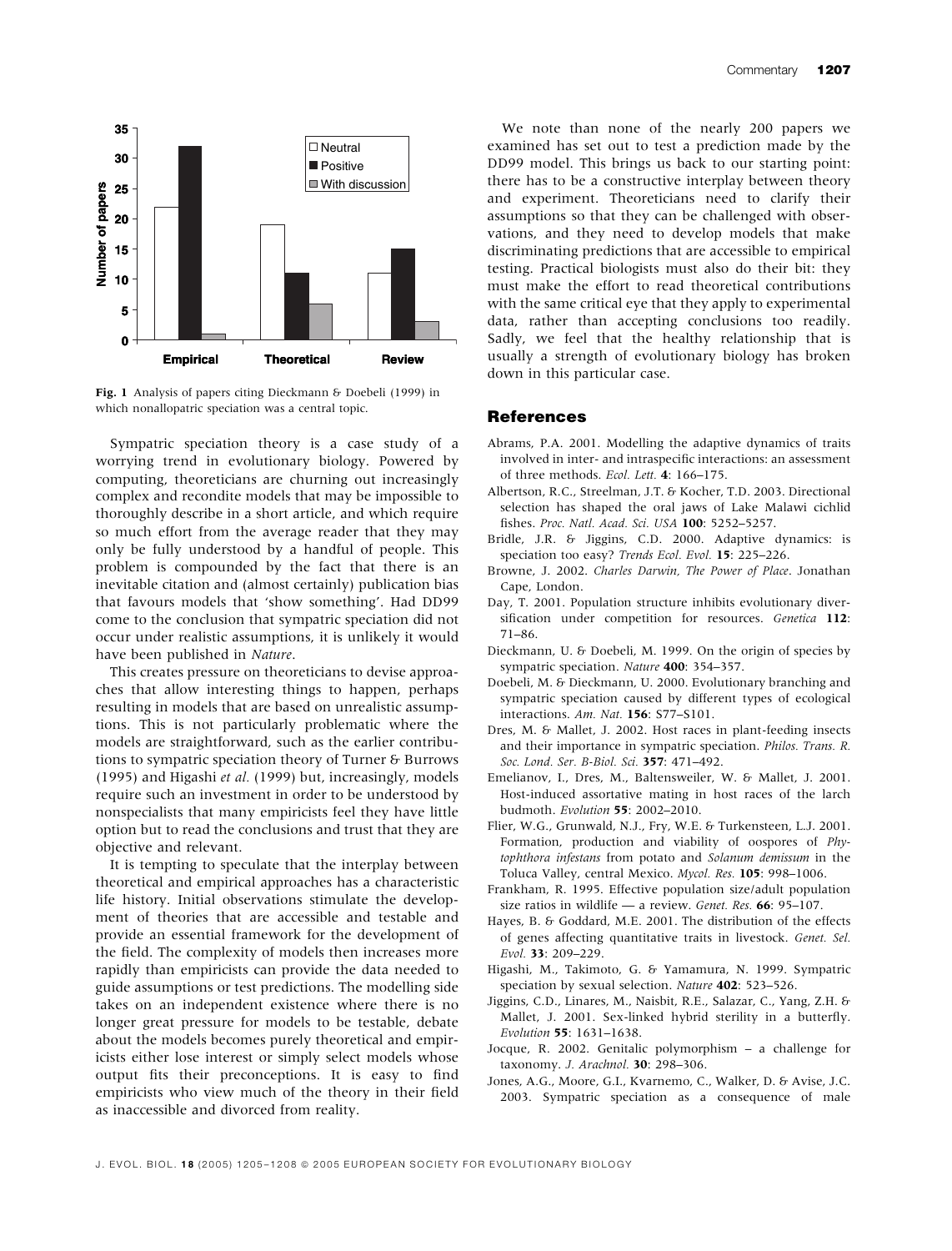35
30
25
20
15
10
5
0

Number of papers

Neutral
Positive
With discussion

Empirical
Theoretical
Review

**Fig. 1** Analysis of papers citing Dieckmann & Doebeli (1999) in which nonallopatric speciation was a central topic.

Sympatric speciation theory is a case study of a worrying trend in evolutionary biology. Powered by computing, theoreticians are churning out increasingly complex and recondite models that may be impossible to thoroughly describe in a short article, and which require so much effort from the average reader that they may only be fully understood by a handful of people. This problem is compounded by the fact that there is an inevitable citation and (almost certainly) publication bias that favours models that 'show something'. Had DD99 come to the conclusion that sympatric speciation did not occur under realistic assumptions, it is unlikely it would have been published in *Nature*.

This creates pressure on theoreticians to devise approaches that allow interesting things to happen, perhaps resulting in models that are based on unrealistic assumptions. This is not particularly problematic where the models are straightforward, such as the earlier contributions to sympatric speciation theory of Turner & Burrows (1995) and Higashi *et al.* (1999) but, increasingly, models require such an investment in order to be understood by nonspecialists that many empiricists feel they have little option but to read the conclusions and trust that they are objective and relevant.

It is tempting to speculate that the interplay between theoretical and empirical approaches has a characteristic life history. Initial observations stimulate the development of theories that are accessible and testable and provide an essential framework for the development of the field. The complexity of models then increases more rapidly than empiricists can provide the data needed to guide assumptions or test predictions. The modelling side takes on an independent existence where there is no longer great pressure for models to be testable, debate about the models becomes purely theoretical and empiricists either lose interest or simply select models whose output fits their preconceptions. It is easy to find empiricists who view much of the theory in their field as inaccessible and divorced from reality.

We note than none of the nearly 200 papers we examined has set out to test a prediction made by the DD99 model. This brings us back to our starting point: there has to be a constructive interplay between theory and experiment. Theoreticians need to clarify their assumptions so that they can be challenged with observations, and they need to develop models that make discriminating predictions that are accessible to empirical testing. Practical biologists must also do their bit: they must make the effort to read theoretical contributions with the same critical eye that they apply to experimental data, rather than accepting conclusions too readily. Sadly, we feel that the healthy relationship that is usually a strength of evolutionary biology has broken down in this particular case.

## References

Abrams, P.A. 2001. Modelling the adaptive dynamics of traits involved in inter- and intraspecific interactions: an assessment of three methods. *Ecol. Lett.* **4**: 166–175.

Albertson, R.C., Streelman, J.T. & Kocher, T.D. 2003. Directional selection has shaped the oral jaws of Lake Malawi cichlid fishes. *Proc. Natl. Acad. Sci. USA* **100**: 5252–5257.

Bridle, J.R. & Jiggins, C.D. 2000. Adaptive dynamics: is speciation too easy? *Trends Ecol. Evol.* **15**: 225–226.

Browne, J. 2002. *Charles Darwin, The Power of Place*. Jonathan Cape, London.

Day, T. 2001. Population structure inhibits evolutionary diversification under competition for resources. *Genetica* **112**: 71–86.

Dieckmann, U. & Doebeli, M. 1999. On the origin of species by sympatric speciation. *Nature* **400**: 354–357.

Doebeli, M. & Dieckmann, U. 2000. Evolutionary branching and sympatric speciation caused by different types of ecological interactions. *Am. Nat.* **156**: S77–S101.

Dres, M. & Mallet, J. 2002. Host races in plant-feeding insects and their importance in sympatric speciation. *Philos. Trans. R. Soc. Lond. Ser. B-Biol. Sci.* **357**: 471–492.

Emelianov, I., Dres, M., Baltensweiler, W. & Mallet, J. 2001. Host-induced assortative mating in host races of the larch budmoth. *Evolution* **55**: 2002–2010.

Flier, W.G., Grunwald, N.J., Fry, W.E. & Turkensteen, L.J. 2001. Formation, production and viability of oospores of *Phytophthora infestans* from potato and *Solanum demissum* in the Toluca Valley, central Mexico. *Mycol. Res.* **105**: 998–1006.

Frankham, R. 1995. Effective population size/adult population size ratios in wildlife — a review. *Genet. Res.* **66**: 95–107.

Hayes, B. & Goddard, M.E. 2001. The distribution of the effects of genes affecting quantitative traits in livestock. *Genet. Sel. Evol.* **33**: 209–229.

Higashi, M., Takimoto, G. & Yamamura, N. 1999. Sympatric speciation by sexual selection. *Nature* **402**: 523–526.

Jiggins, C.D., Linares, M., Naisbit, R.E., Salazar, C., Yang, Z.H. & Mallet, J. 2001. Sex-linked hybrid sterility in a butterfly. *Evolution* **55**: 1631–1638.

Jocque, R. 2002. Genitalic polymorphism – a challenge for taxonomy. *J. Arachnol.* **30**: 298–306.

Jones, A.G., Moore, G.I., Kvarnemo, C., Walker, D. & Avise, J.C. 2003. Sympatric speciation as a consequence of male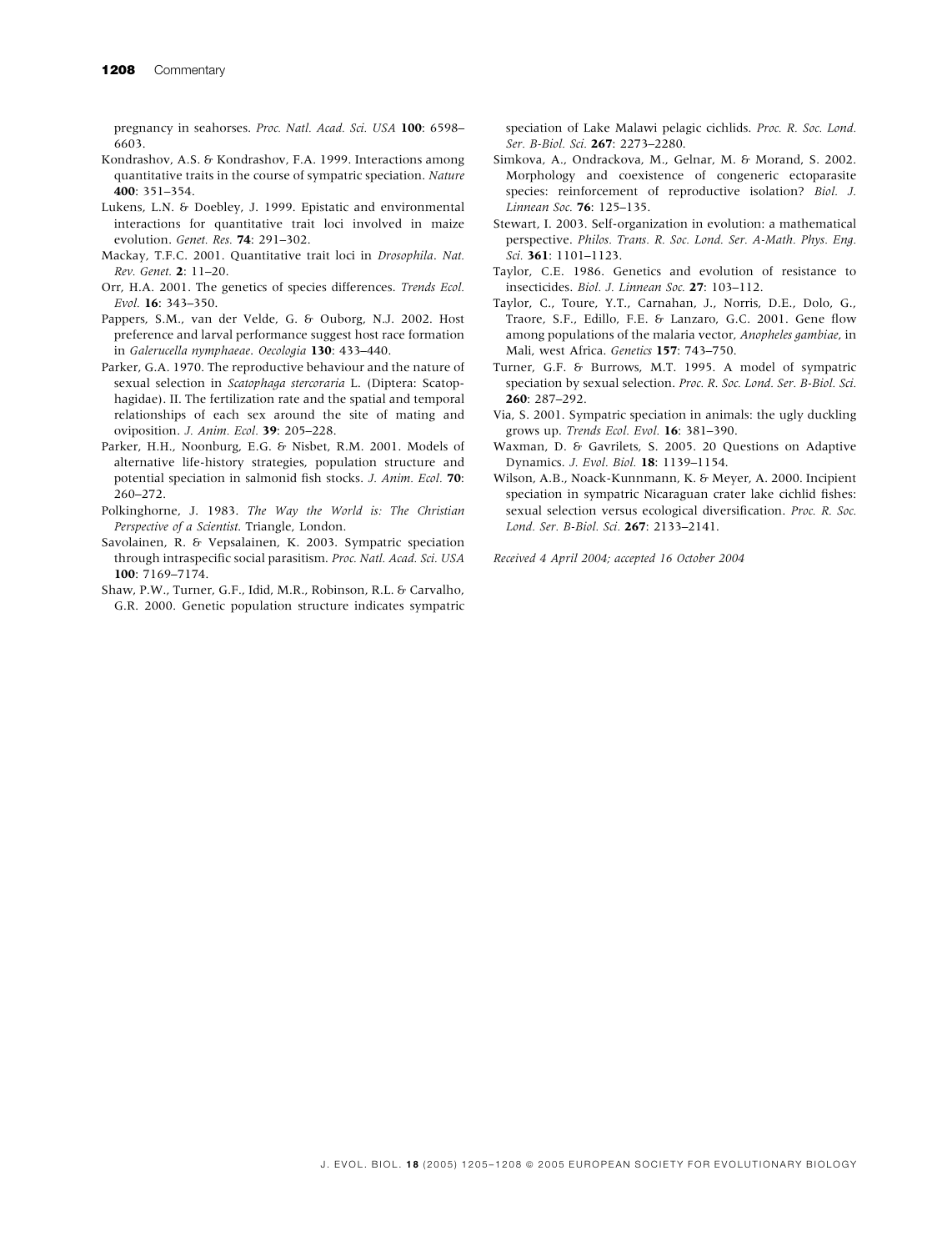pregnancy in seahorses. *Proc. Natl. Acad. Sci. USA* **100**: 6598–6603.

Kondrashov, A.S. & Kondrashov, F.A. 1999. Interactions among quantitative traits in the course of sympatric speciation. *Nature* **400**: 351–354.

Lukens, L.N. & Doebley, J. 1999. Epistatic and environmental interactions for quantitative trait loci involved in maize evolution. *Genet. Res.* **74**: 291–302.

Mackay, T.F.C. 2001. Quantitative trait loci in *Drosophila*. *Nat. Rev. Genet.* **2**: 11–20.

Orr, H.A. 2001. The genetics of species differences. *Trends Ecol. Evol.* **16**: 343–350.

Pappers, S.M., van der Velde, G. & Ouborg, N.J. 2002. Host preference and larval performance suggest host race formation in *Galerucella nymphaeae*. *Oecologia* **130**: 433–440.

Parker, G.A. 1970. The reproductive behaviour and the nature of sexual selection in *Scatophaga stercoraria* L. (Diptera: Scatophagidae). II. The fertilization rate and the spatial and temporal relationships of each sex around the site of mating and oviposition. *J. Anim. Ecol.* **39**: 205–228.

Parker, H.H., Noonburg, E.G. & Nisbet, R.M. 2001. Models of alternative life-history strategies, population structure and potential speciation in salmonid fish stocks. *J. Anim. Ecol.* **70**: 260–272.

Polkinghorne, J. 1983. *The Way the World is: The Christian Perspective of a Scientist*. Triangle, London.

Savolainen, R. & Vepsalainen, K. 2003. Sympatric speciation through intraspecific social parasitism. *Proc. Natl. Acad. Sci. USA* **100**: 7169–7174.

Shaw, P.W., Turner, G.F., Idid, M.R., Robinson, R.L. & Carvalho, G.R. 2000. Genetic population structure indicates sympatric speciation of Lake Malawi pelagic cichlids. *Proc. R. Soc. Lond. Ser. B-Biol. Sci.* **267**: 2273–2280.

Simkova, A., Ondrackova, M., Gelnar, M. & Morand, S. 2002. Morphology and coexistence of congeneric ectoparasite species: reinforcement of reproductive isolation? *Biol. J. Linnean Soc.* **76**: 125–135.

Stewart, I. 2003. Self-organization in evolution: a mathematical perspective. *Philos. Trans. R. Soc. Lond. Ser. A-Math. Phys. Eng. Sci.* **361**: 1101–1123.

Taylor, C.E. 1986. Genetics and evolution of resistance to insecticides. *Biol. J. Linnean Soc.* **27**: 103–112.

Taylor, C., Toure, Y.T., Carnahan, J., Norris, D.E., Dolo, G., Traore, S.F., Edillo, F.E. & Lanzaro, G.C. 2001. Gene flow among populations of the malaria vector, *Anopheles gambiae*, in Mali, west Africa. *Genetics* **157**: 743–750.

Turner, G.F. & Burrows, M.T. 1995. A model of sympatric speciation by sexual selection. *Proc. R. Soc. Lond. Ser. B-Biol. Sci.* **260**: 287–292.

Via, S. 2001. Sympatric speciation in animals: the ugly duckling grows up. *Trends Ecol. Evol.* **16**: 381–390.

Waxman, D. & Gavrilets, S. 2005. 20 Questions on Adaptive Dynamics. *J. Evol. Biol.* **18**: 1139–1154.

Wilson, A.B., Noack-Kunnmann, K. & Meyer, A. 2000. Incipient speciation in sympatric Nicaraguan crater lake cichlid fishes: sexual selection versus ecological diversification. *Proc. R. Soc. Lond. Ser. B-Biol. Sci.* **267**: 2133–2141.

*Received 4 April 2004; accepted 16 October 2004*